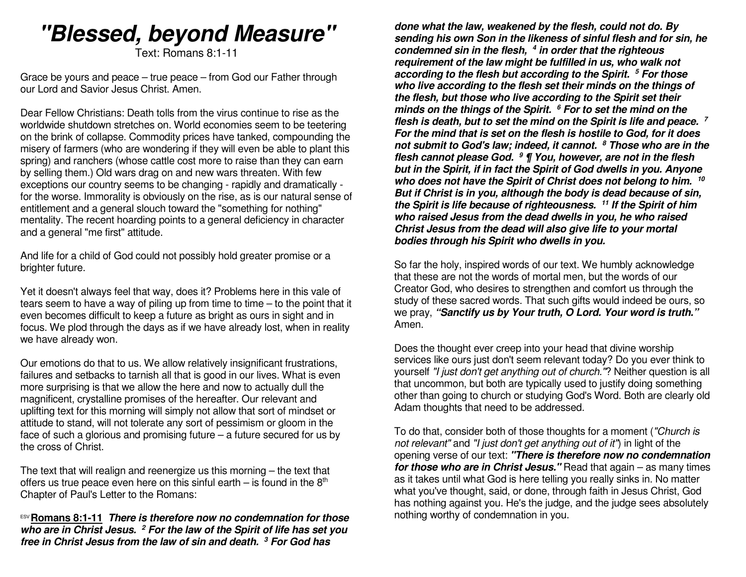# "Blessed, beyond Measure"

Text: Romans 8:1-11

Grace be yours and peace – true peace – from God our Father through our Lord and Savior Jesus Christ. Amen.

Dear Fellow Christians: Death tolls from the virus continue to rise as the worldwide shutdown stretches on. World economies seem to be teetering on the brink of collapse. Commodity prices have tanked, compounding the misery of farmers (who are wondering if they will even be able to plant this spring) and ranchers (whose cattle cost more to raise than they can earn by selling them.) Old wars drag on and new wars threaten. With few exceptions our country seems to be changing - rapidly and dramatically - for the worse. Immorality is obviously on the rise, as is our natural sense of entitlement and a general slouch toward the "something for nothing" mentality. The recent hoarding points to a general deficiency in character and a general "me first" attitude.

And life for a child of God could not possibly hold greater promise or a brighter future.

Yet it doesn't always feel that way, does it? Problems here in this vale of tears seem to have a way of piling up from time to time – to the point that it even becomes difficult to keep a future as bright as ours in sight and in focus. We plod through the days as if we have already lost, when in reality we have already won.

Our emotions do that to us. We allow relatively insignificant frustrations, failures and setbacks to tarnish all that is good in our lives. What is even more surprising is that we allow the here and now to actually dull the magnificent, crystalline promises of the hereafter. Our relevant and uplifting text for this morning will simply not allow that sort of mindset or attitude to stand, will not tolerate any sort of pessimism or gloom in the face of such a glorious and promising future – a future secured for us by the cross of Christ.

The text that will realign and reenergize us this morning – the text that offers us true peace even here on this sinful earth – is found in the 8th Chapter of Paul's Letter to the Romans:

ESV **Romans 8:1-11** ***There is therefore now no condemnation for those who are in Christ Jesus. 2 For the law of the Spirit of life has set you free in Christ Jesus from the law of sin and death. 3 For God has done what the law, weakened by the flesh, could not do. By sending his own Son in the likeness of sinful flesh and for sin, he condemned sin in the flesh, 4 in order that the righteous requirement of the law might be fulfilled in us, who walk not according to the flesh but according to the Spirit. 5 For those who live according to the flesh set their minds on the things of the flesh, but those who live according to the Spirit set their minds on the things of the Spirit. 6 For to set the mind on the flesh is death, but to set the mind on the Spirit is life and peace. 7 For the mind that is set on the flesh is hostile to God, for it does not submit to God's law; indeed, it cannot. 8 Those who are in the flesh cannot please God. 9 ¶ You, however, are not in the flesh but in the Spirit, if in fact the Spirit of God dwells in you. Anyone who does not have the Spirit of Christ does not belong to him. 10 But if Christ is in you, although the body is dead because of sin, the Spirit is life because of righteousness. 11 If the Spirit of him who raised Jesus from the dead dwells in you, he who raised Christ Jesus from the dead will also give life to your mortal bodies through his Spirit who dwells in you.***

So far the holy, inspired words of our text. We humbly acknowledge that these are not the words of mortal men, but the words of our Creator God, who desires to strengthen and comfort us through the study of these sacred words. That such gifts would indeed be ours, so we pray, ***"Sanctify us by Your truth, O Lord. Your word is truth."*** Amen.

Does the thought ever creep into your head that divine worship services like ours just don't seem relevant today? Do you ever think to yourself *"I just don't get anything out of church."*? Neither question is all that uncommon, but both are typically used to justify doing something other than going to church or studying God's Word. Both are clearly old Adam thoughts that need to be addressed.

To do that, consider both of those thoughts for a moment (*"Church is not relevant"* and *"I just don't get anything out of it"*) in light of the opening verse of our text: ***"There is therefore now no condemnation for those who are in Christ Jesus."*** Read that again – as many times as it takes until what God is here telling you really sinks in. No matter what you've thought, said, or done, through faith in Jesus Christ, God has nothing against you. He's the judge, and the judge sees absolutely nothing worthy of condemnation in you.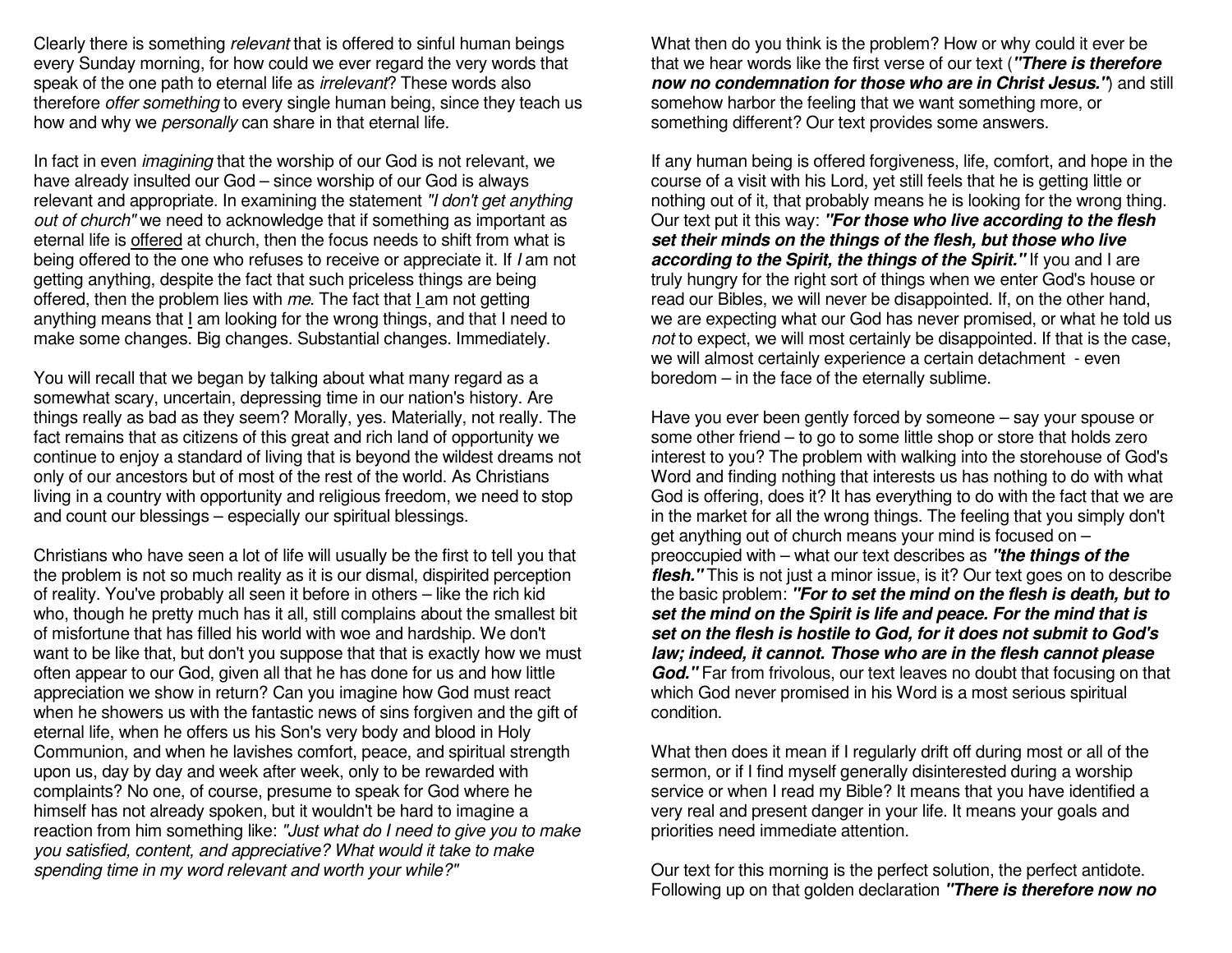Clearly there is something *relevant* that is offered to sinful human beings every Sunday morning, for how could we ever regard the very words that speak of the one path to eternal life as *irrelevant*? These words also therefore *offer something* to every single human being, since they teach us how and why we *personally* can share in that eternal life.

In fact in even *imagining* that the worship of our God is not relevant, we have already insulted our God – since worship of our God is always relevant and appropriate. In examining the statement *"I don't get anything out of church"* we need to acknowledge that if something as important as eternal life is <u>offered</u> at church, then the focus needs to shift from what is being offered to the one who refuses to receive or appreciate it. If *I* am not getting anything, despite the fact that such priceless things are being offered, then the problem lies with *me*. The fact that <u>I</u> am not getting anything means that <u>I</u> am looking for the wrong things, and that I need to make some changes. Big changes. Substantial changes. Immediately.

You will recall that we began by talking about what many regard as a somewhat scary, uncertain, depressing time in our nation's history. Are things really as bad as they seem? Morally, yes. Materially, not really. The fact remains that as citizens of this great and rich land of opportunity we continue to enjoy a standard of living that is beyond the wildest dreams not only of our ancestors but of most of the rest of the world. As Christians living in a country with opportunity and religious freedom, we need to stop and count our blessings – especially our spiritual blessings.

Christians who have seen a lot of life will usually be the first to tell you that the problem is not so much reality as it is our dismal, dispirited perception of reality. You've probably all seen it before in others – like the rich kid who, though he pretty much has it all, still complains about the smallest bit of misfortune that has filled his world with woe and hardship. We don't want to be like that, but don't you suppose that that is exactly how we must often appear to our God, given all that he has done for us and how little appreciation we show in return? Can you imagine how God must react when he showers us with the fantastic news of sins forgiven and the gift of eternal life, when he offers us his Son's very body and blood in Holy Communion, and when he lavishes comfort, peace, and spiritual strength upon us, day by day and week after week, only to be rewarded with complaints? No one, of course, presume to speak for God where he himself has not already spoken, but it wouldn't be hard to imagine a reaction from him something like: *"Just what do I need to give you to make you satisfied, content, and appreciative? What would it take to make spending time in my word relevant and worth your while?"*

What then do you think is the problem? How or why could it ever be that we hear words like the first verse of our text (***"There is therefore now no condemnation for those who are in Christ Jesus."***) and still somehow harbor the feeling that we want something more, or something different? Our text provides some answers.

If any human being is offered forgiveness, life, comfort, and hope in the course of a visit with his Lord, yet still feels that he is getting little or nothing out of it, that probably means he is looking for the wrong thing. Our text put it this way: ***"For those who live according to the flesh set their minds on the things of the flesh, but those who live according to the Spirit, the things of the Spirit."*** If you and I are truly hungry for the right sort of things when we enter God's house or read our Bibles, we will never be disappointed. If, on the other hand, we are expecting what our God has never promised, or what he told us *not* to expect, we will most certainly be disappointed. If that is the case, we will almost certainly experience a certain detachment - even boredom – in the face of the eternally sublime.

Have you ever been gently forced by someone – say your spouse or some other friend – to go to some little shop or store that holds zero interest to you? The problem with walking into the storehouse of God's Word and finding nothing that interests us has nothing to do with what God is offering, does it? It has everything to do with the fact that we are in the market for all the wrong things. The feeling that you simply don't get anything out of church means your mind is focused on – preoccupied with – what our text describes as ***"the things of the flesh."*** This is not just a minor issue, is it? Our text goes on to describe the basic problem: ***"For to set the mind on the flesh is death, but to set the mind on the Spirit is life and peace. For the mind that is set on the flesh is hostile to God, for it does not submit to God's law; indeed, it cannot. Those who are in the flesh cannot please God."*** Far from frivolous, our text leaves no doubt that focusing on that which God never promised in his Word is a most serious spiritual condition.

What then does it mean if I regularly drift off during most or all of the sermon, or if I find myself generally disinterested during a worship service or when I read my Bible? It means that you have identified a very real and present danger in your life. It means your goals and priorities need immediate attention.

Our text for this morning is the perfect solution, the perfect antidote. Following up on that golden declaration ***"There is therefore now no***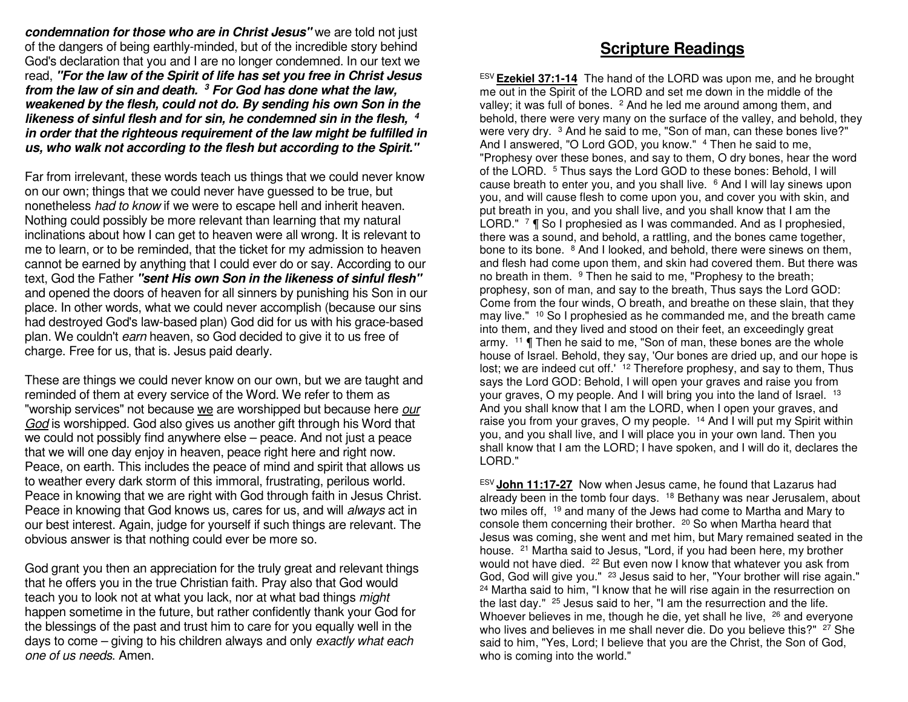***condemnation for those who are in Christ Jesus"*** we are told not just of the dangers of being earthly-minded, but of the incredible story behind God's declaration that you and I are no longer condemned. In our text we read, ***"For the law of the Spirit of life has set you free in Christ Jesus from the law of sin and death. [3] For God has done what the law, weakened by the flesh, could not do. By sending his own Son in the likeness of sinful flesh and for sin, he condemned sin in the flesh, [4] in order that the righteous requirement of the law might be fulfilled in us, who walk not according to the flesh but according to the Spirit."***

Far from irrelevant, these words teach us things that we could never know on our own; things that we could never have guessed to be true, but nonetheless *had to know* if we were to escape hell and inherit heaven. Nothing could possibly be more relevant than learning that my natural inclinations about how I can get to heaven were all wrong. It is relevant to me to learn, or to be reminded, that the ticket for my admission to heaven cannot be earned by anything that I could ever do or say. According to our text, God the Father ***"sent His own Son in the likeness of sinful flesh"*** and opened the doors of heaven for all sinners by punishing his Son in our place. In other words, what we could never accomplish (because our sins had destroyed God's law-based plan) God did for us with his grace-based plan. We couldn't *earn* heaven, so God decided to give it to us free of charge. Free for us, that is. Jesus paid dearly.

These are things we could never know on our own, but we are taught and reminded of them at every service of the Word. We refer to them as "worship services" not because we are worshipped but because here *our God* is worshipped. God also gives us another gift through his Word that we could not possibly find anywhere else – peace. And not just a peace that we will one day enjoy in heaven, peace right here and right now. Peace, on earth. This includes the peace of mind and spirit that allows us to weather every dark storm of this immoral, frustrating, perilous world. Peace in knowing that we are right with God through faith in Jesus Christ. Peace in knowing that God knows us, cares for us, and will *always* act in our best interest. Again, judge for yourself if such things are relevant. The obvious answer is that nothing could ever be more so.

God grant you then an appreciation for the truly great and relevant things that he offers you in the true Christian faith. Pray also that God would teach you to look not at what you lack, nor at what bad things *might* happen sometime in the future, but rather confidently thank your God for the blessings of the past and trust him to care for you equally well in the days to come – giving to his children always and only *exactly what each one of us needs*. Amen.

# Scripture Readings

ESV **Ezekiel 37:1-14** The hand of the LORD was upon me, and he brought me out in the Spirit of the LORD and set me down in the middle of the valley; it was full of bones. [2] And he led me around among them, and behold, there were very many on the surface of the valley, and behold, they were very dry. [3] And he said to me, "Son of man, can these bones live?" And I answered, "O Lord GOD, you know." [4] Then he said to me, "Prophesy over these bones, and say to them, O dry bones, hear the word of the LORD. [5] Thus says the Lord GOD to these bones: Behold, I will cause breath to enter you, and you shall live. [6] And I will lay sinews upon you, and will cause flesh to come upon you, and cover you with skin, and put breath in you, and you shall live, and you shall know that I am the LORD." [7] ¶ So I prophesied as I was commanded. And as I prophesied, there was a sound, and behold, a rattling, and the bones came together, bone to its bone. [8] And I looked, and behold, there were sinews on them, and flesh had come upon them, and skin had covered them. But there was no breath in them. [9] Then he said to me, "Prophesy to the breath; prophesy, son of man, and say to the breath, Thus says the Lord GOD: Come from the four winds, O breath, and breathe on these slain, that they may live." [10] So I prophesied as he commanded me, and the breath came into them, and they lived and stood on their feet, an exceedingly great army. [11] ¶ Then he said to me, "Son of man, these bones are the whole house of Israel. Behold, they say, 'Our bones are dried up, and our hope is lost; we are indeed cut off.' [12] Therefore prophesy, and say to them, Thus says the Lord GOD: Behold, I will open your graves and raise you from your graves, O my people. And I will bring you into the land of Israel. [13] And you shall know that I am the LORD, when I open your graves, and raise you from your graves, O my people. [14] And I will put my Spirit within you, and you shall live, and I will place you in your own land. Then you shall know that I am the LORD; I have spoken, and I will do it, declares the LORD."

ESV **John 11:17-27** Now when Jesus came, he found that Lazarus had already been in the tomb four days. [18] Bethany was near Jerusalem, about two miles off, [19] and many of the Jews had come to Martha and Mary to console them concerning their brother. [20] So when Martha heard that Jesus was coming, she went and met him, but Mary remained seated in the house. [21] Martha said to Jesus, "Lord, if you had been here, my brother would not have died. [22] But even now I know that whatever you ask from God, God will give you." [23] Jesus said to her, "Your brother will rise again." [24] Martha said to him, "I know that he will rise again in the resurrection on the last day." [25] Jesus said to her, "I am the resurrection and the life. Whoever believes in me, though he die, yet shall he live, [26] and everyone who lives and believes in me shall never die. Do you believe this?" [27] She said to him, "Yes, Lord; I believe that you are the Christ, the Son of God, who is coming into the world."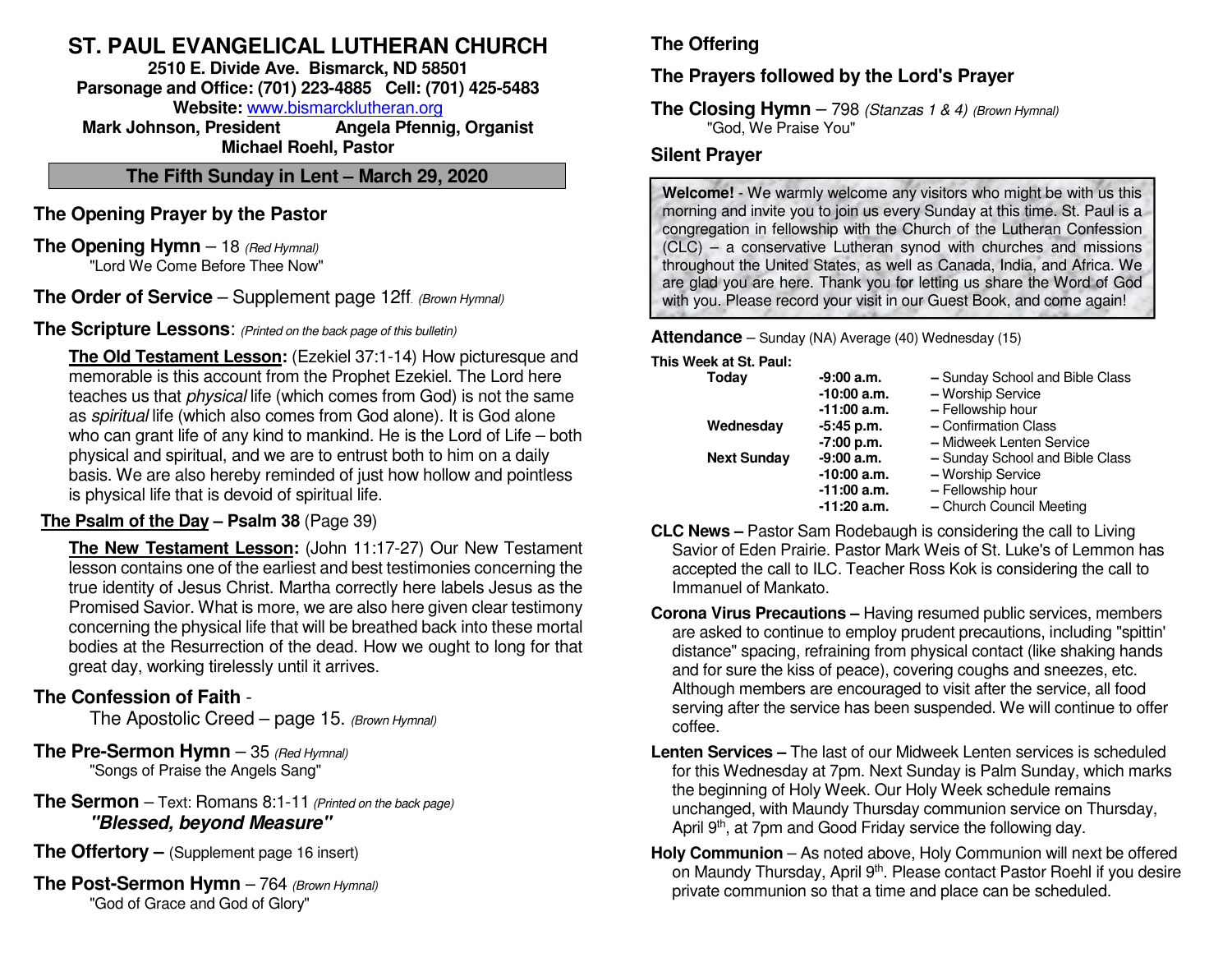# ST. PAUL EVANGELICAL LUTHERAN CHURCH

**2510 E. Divide Ave. Bismarck, ND 58501**
**Parsonage and Office: (701) 223-4885 Cell: (701) 425-5483**
**Website:** www.bismarcklutheran.org
**Mark Johnson, President Angela Pfennig, Organist**
**Michael Roehl, Pastor**

## The Fifth Sunday in Lent – March 29, 2020

### The Opening Prayer by the Pastor

### The Opening Hymn – 18 *(Red Hymnal)*

"Lord We Come Before Thee Now"

### The Order of Service – Supplement page 12ff. *(Brown Hymnal)*

### The Scripture Lessons: *(Printed on the back page of this bulletin)*

**The Old Testament Lesson:** (Ezekiel 37:1-14) How picturesque and memorable is this account from the Prophet Ezekiel. The Lord here teaches us that *physical* life (which comes from God) is not the same as *spiritual* life (which also comes from God alone). It is God alone who can grant life of any kind to mankind. He is the Lord of Life – both physical and spiritual, and we are to entrust both to him on a daily basis. We are also hereby reminded of just how hollow and pointless is physical life that is devoid of spiritual life.

**The Psalm of the Day – Psalm 38** (Page 39)

**The New Testament Lesson:** (John 11:17-27) Our New Testament lesson contains one of the earliest and best testimonies concerning the true identity of Jesus Christ. Martha correctly here labels Jesus as the Promised Savior. What is more, we are also here given clear testimony concerning the physical life that will be breathed back into these mortal bodies at the Resurrection of the dead. How we ought to long for that great day, working tirelessly until it arrives.

### The Confession of Faith -

The Apostolic Creed – page 15. *(Brown Hymnal)*

### The Pre-Sermon Hymn – 35 *(Red Hymnal)*

"Songs of Praise the Angels Sang"

### The Sermon – Text: Romans 8:1-11 *(Printed on the back page)*

***"Blessed, beyond Measure"***

### The Offertory – (Supplement page 16 insert)

### The Post-Sermon Hymn – 764 *(Brown Hymnal)*

"God of Grace and God of Glory"

### The Offering

### The Prayers followed by the Lord's Prayer

### The Closing Hymn – 798 *(Stanzas 1 & 4) (Brown Hymnal)*

"God, We Praise You"

### Silent Prayer

**Welcome!** - We warmly welcome any visitors who might be with us this morning and invite you to join us every Sunday at this time. St. Paul is a congregation in fellowship with the Church of the Lutheran Confession (CLC) – a conservative Lutheran synod with churches and missions throughout the United States, as well as Canada, India, and Africa. We are glad you are here. Thank you for letting us share the Word of God with you. Please record your visit in our Guest Book, and come again!

**Attendance** – Sunday (NA) Average (40) Wednesday (15)

**This Week at St. Paul:**

| | | |
|---|---|---|
| **Today** | **-9:00 a.m.** | – Sunday School and Bible Class |
| | **-10:00 a.m.** | – Worship Service |
| | **-11:00 a.m.** | – Fellowship hour |
| **Wednesday** | **-5:45 p.m.** | – Confirmation Class |
| | **-7:00 p.m.** | – Midweek Lenten Service |
| **Next Sunday** | **-9:00 a.m.** | – Sunday School and Bible Class |
| | **-10:00 a.m.** | – Worship Service |
| | **-11:00 a.m.** | – Fellowship hour |
| | **-11:20 a.m.** | – Church Council Meeting |

**CLC News –** Pastor Sam Rodebaugh is considering the call to Living Savior of Eden Prairie. Pastor Mark Weis of St. Luke's of Lemmon has accepted the call to ILC. Teacher Ross Kok is considering the call to Immanuel of Mankato.

**Corona Virus Precautions –** Having resumed public services, members are asked to continue to employ prudent precautions, including "spittin' distance" spacing, refraining from physical contact (like shaking hands and for sure the kiss of peace), covering coughs and sneezes, etc. Although members are encouraged to visit after the service, all food serving after the service has been suspended. We will continue to offer coffee.

**Lenten Services –** The last of our Midweek Lenten services is scheduled for this Wednesday at 7pm. Next Sunday is Palm Sunday, which marks the beginning of Holy Week. Our Holy Week schedule remains unchanged, with Maundy Thursday communion service on Thursday, April 9th, at 7pm and Good Friday service the following day.

**Holy Communion** – As noted above, Holy Communion will next be offered on Maundy Thursday, April 9th. Please contact Pastor Roehl if you desire private communion so that a time and place can be scheduled.